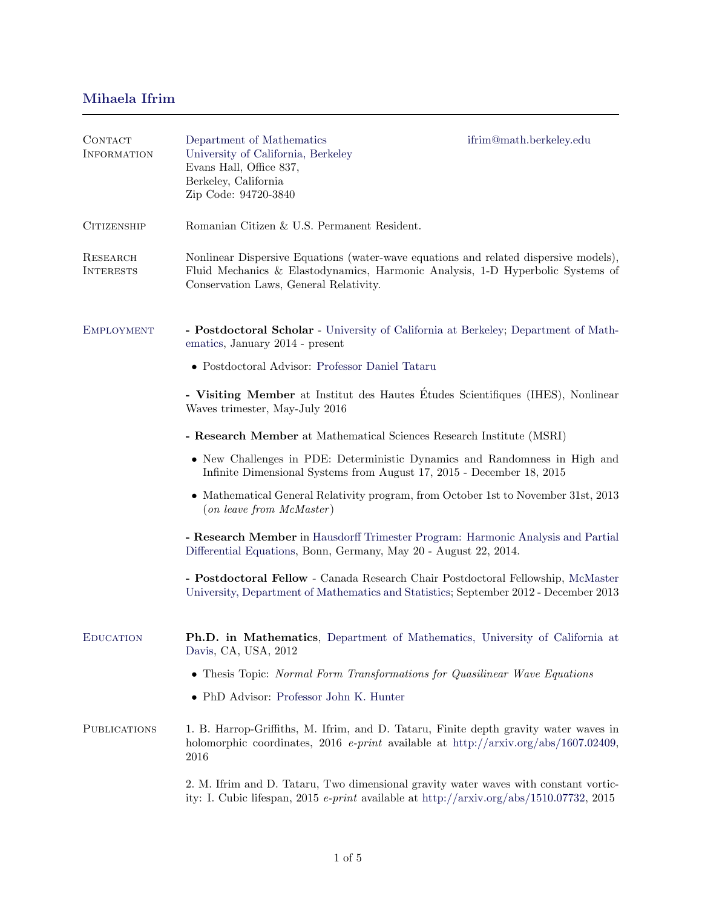# Mihaela Ifrim

**Contact Information**

Department of Mathematics
University of California, Berkeley
Evans Hall, Office 837,
Berkeley, California
Zip Code: 94720-3840

ifrim@math.berkeley.edu

**Citizenship**

Romanian Citizen & U.S. Permanent Resident.

**Research Interests**

Nonlinear Dispersive Equations (water-wave equations and related dispersive models), Fluid Mechanics & Elastodynamics, Harmonic Analysis, 1-D Hyperbolic Systems of Conservation Laws, General Relativity.

## Employment

**- Postdoctoral Scholar** - University of California at Berkeley; Department of Mathematics, January 2014 - present

- Postdoctoral Advisor: Professor Daniel Tataru

**- Visiting Member** at Institut des Hautes Études Scientifiques (IHES), Nonlinear Waves trimester, May-July 2016

**- Research Member** at Mathematical Sciences Research Institute (MSRI)

- New Challenges in PDE: Deterministic Dynamics and Randomness in High and Infinite Dimensional Systems from August 17, 2015 - December 18, 2015
- Mathematical General Relativity program, from October 1st to November 31st, 2013 (*on leave from McMaster*)

**- Research Member** in Hausdorff Trimester Program: Harmonic Analysis and Partial Differential Equations, Bonn, Germany, May 20 - August 22, 2014.

**- Postdoctoral Fellow** - Canada Research Chair Postdoctoral Fellowship, McMaster University, Department of Mathematics and Statistics; September 2012 - December 2013

## Education

**Ph.D. in Mathematics**, Department of Mathematics, University of California at Davis, CA, USA, 2012

- Thesis Topic: *Normal Form Transformations for Quasilinear Wave Equations*
- PhD Advisor: Professor John K. Hunter

## Publications

1. B. Harrop-Griffiths, M. Ifrim, and D. Tataru, Finite depth gravity water waves in holomorphic coordinates, 2016 *e-print* available at http://arxiv.org/abs/1607.02409, 2016

2. M. Ifrim and D. Tataru, Two dimensional gravity water waves with constant vorticity: I. Cubic lifespan, 2015 *e-print* available at http://arxiv.org/abs/1510.07732, 2015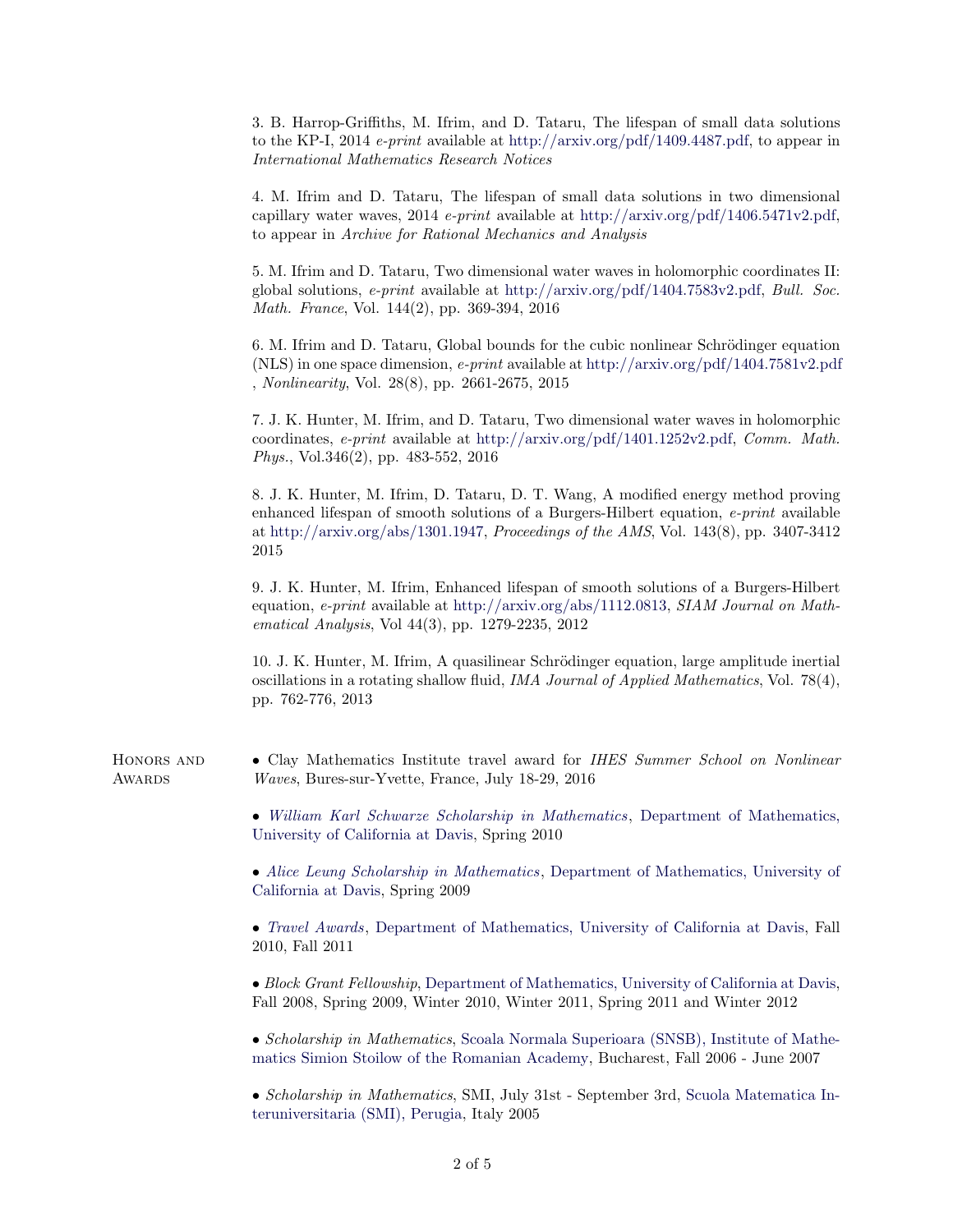3. B. Harrop-Griffiths, M. Ifrim, and D. Tataru, The lifespan of small data solutions to the KP-I, 2014 *e-print* available at http://arxiv.org/pdf/1409.4487.pdf, to appear in *International Mathematics Research Notices*

4. M. Ifrim and D. Tataru, The lifespan of small data solutions in two dimensional capillary water waves, 2014 *e-print* available at http://arxiv.org/pdf/1406.5471v2.pdf, to appear in *Archive for Rational Mechanics and Analysis*

5. M. Ifrim and D. Tataru, Two dimensional water waves in holomorphic coordinates II: global solutions, *e-print* available at http://arxiv.org/pdf/1404.7583v2.pdf, *Bull. Soc. Math. France*, Vol. 144(2), pp. 369-394, 2016

6. M. Ifrim and D. Tataru, Global bounds for the cubic nonlinear Schrödinger equation (NLS) in one space dimension, *e-print* available at http://arxiv.org/pdf/1404.7581v2.pdf , *Nonlinearity*, Vol. 28(8), pp. 2661-2675, 2015

7. J. K. Hunter, M. Ifrim, and D. Tataru, Two dimensional water waves in holomorphic coordinates, *e-print* available at http://arxiv.org/pdf/1401.1252v2.pdf, *Comm. Math. Phys.*, Vol.346(2), pp. 483-552, 2016

8. J. K. Hunter, M. Ifrim, D. Tataru, D. T. Wang, A modified energy method proving enhanced lifespan of smooth solutions of a Burgers-Hilbert equation, *e-print* available at http://arxiv.org/abs/1301.1947, *Proceedings of the AMS*, Vol. 143(8), pp. 3407-3412 2015

9. J. K. Hunter, M. Ifrim, Enhanced lifespan of smooth solutions of a Burgers-Hilbert equation, *e-print* available at http://arxiv.org/abs/1112.0813, *SIAM Journal on Mathematical Analysis*, Vol 44(3), pp. 1279-2235, 2012

10. J. K. Hunter, M. Ifrim, A quasilinear Schrödinger equation, large amplitude inertial oscillations in a rotating shallow fluid, *IMA Journal of Applied Mathematics*, Vol. 78(4), pp. 762-776, 2013

## Honors and Awards

- Clay Mathematics Institute travel award for *IHES Summer School on Nonlinear Waves*, Bures-sur-Yvette, France, July 18-29, 2016
- *William Karl Schwarze Scholarship in Mathematics*, Department of Mathematics, University of California at Davis, Spring 2010
- *Alice Leung Scholarship in Mathematics*, Department of Mathematics, University of California at Davis, Spring 2009
- *Travel Awards*, Department of Mathematics, University of California at Davis, Fall 2010, Fall 2011
- *Block Grant Fellowship*, Department of Mathematics, University of California at Davis, Fall 2008, Spring 2009, Winter 2010, Winter 2011, Spring 2011 and Winter 2012
- *Scholarship in Mathematics*, Scoala Normala Superioara (SNSB), Institute of Mathematics Simion Stoilow of the Romanian Academy, Bucharest, Fall 2006 - June 2007
- *Scholarship in Mathematics*, SMI, July 31st - September 3rd, Scuola Matematica Interuniversitaria (SMI), Perugia, Italy 2005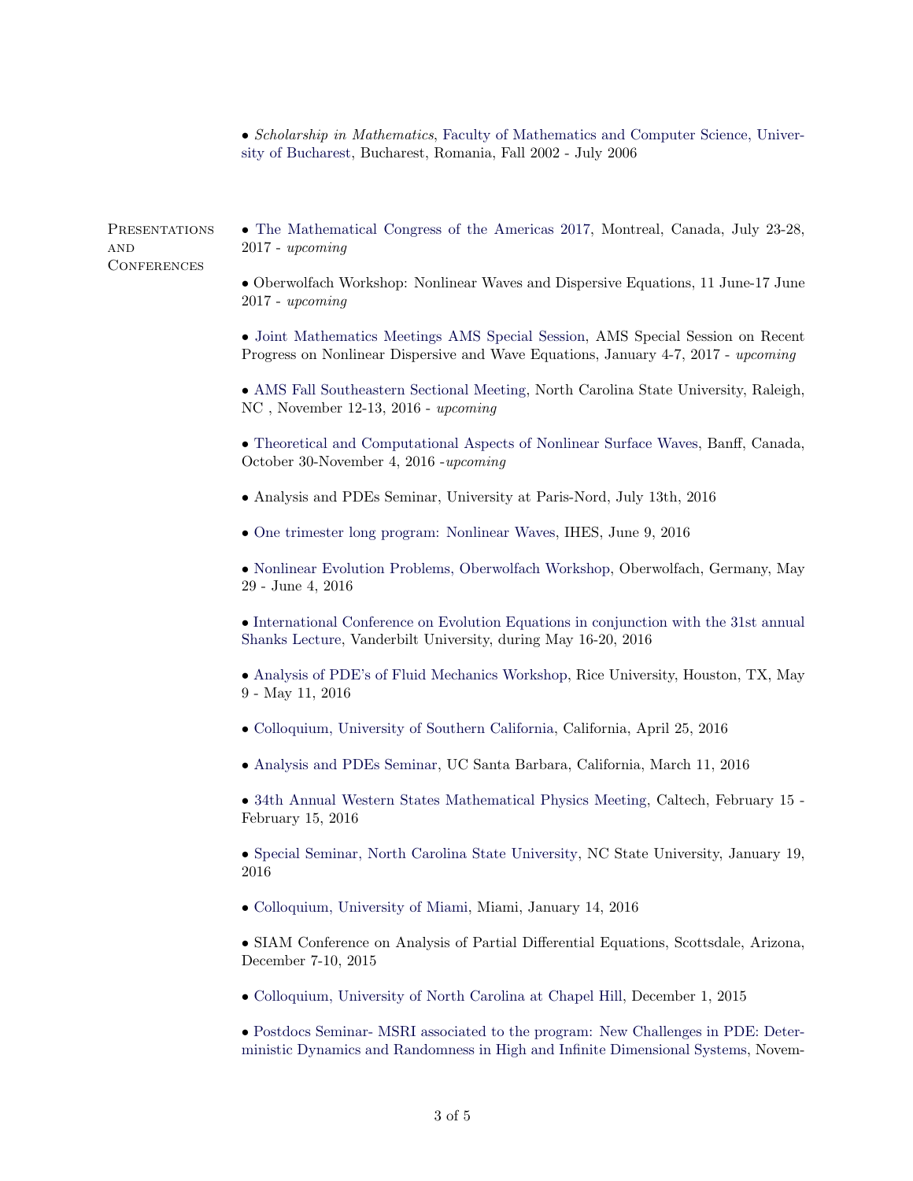- *Scholarship in Mathematics*, Faculty of Mathematics and Computer Science, University of Bucharest, Bucharest, Romania, Fall 2002 - July 2006

## Presentations and Conferences

- The Mathematical Congress of the Americas 2017, Montreal, Canada, July 23-28, 2017 - *upcoming*

- Oberwolfach Workshop: Nonlinear Waves and Dispersive Equations, 11 June-17 June 2017 - *upcoming*

- Joint Mathematics Meetings AMS Special Session, AMS Special Session on Recent Progress on Nonlinear Dispersive and Wave Equations, January 4-7, 2017 - *upcoming*

- AMS Fall Southeastern Sectional Meeting, North Carolina State University, Raleigh, NC , November 12-13, 2016 - *upcoming*

- Theoretical and Computational Aspects of Nonlinear Surface Waves, Banff, Canada, October 30-November 4, 2016 -*upcoming*

- Analysis and PDEs Seminar, University at Paris-Nord, July 13th, 2016

- One trimester long program: Nonlinear Waves, IHES, June 9, 2016

- Nonlinear Evolution Problems, Oberwolfach Workshop, Oberwolfach, Germany, May 29 - June 4, 2016

- International Conference on Evolution Equations in conjunction with the 31st annual Shanks Lecture, Vanderbilt University, during May 16-20, 2016

- Analysis of PDE's of Fluid Mechanics Workshop, Rice University, Houston, TX, May 9 - May 11, 2016

- Colloquium, University of Southern California, California, April 25, 2016

- Analysis and PDEs Seminar, UC Santa Barbara, California, March 11, 2016

- 34th Annual Western States Mathematical Physics Meeting, Caltech, February 15 - February 15, 2016

- Special Seminar, North Carolina State University, NC State University, January 19, 2016

- Colloquium, University of Miami, Miami, January 14, 2016

- SIAM Conference on Analysis of Partial Differential Equations, Scottsdale, Arizona, December 7-10, 2015

- Colloquium, University of North Carolina at Chapel Hill, December 1, 2015

- Postdocs Seminar- MSRI associated to the program: New Challenges in PDE: Deterministic Dynamics and Randomness in High and Infinite Dimensional Systems, Novem-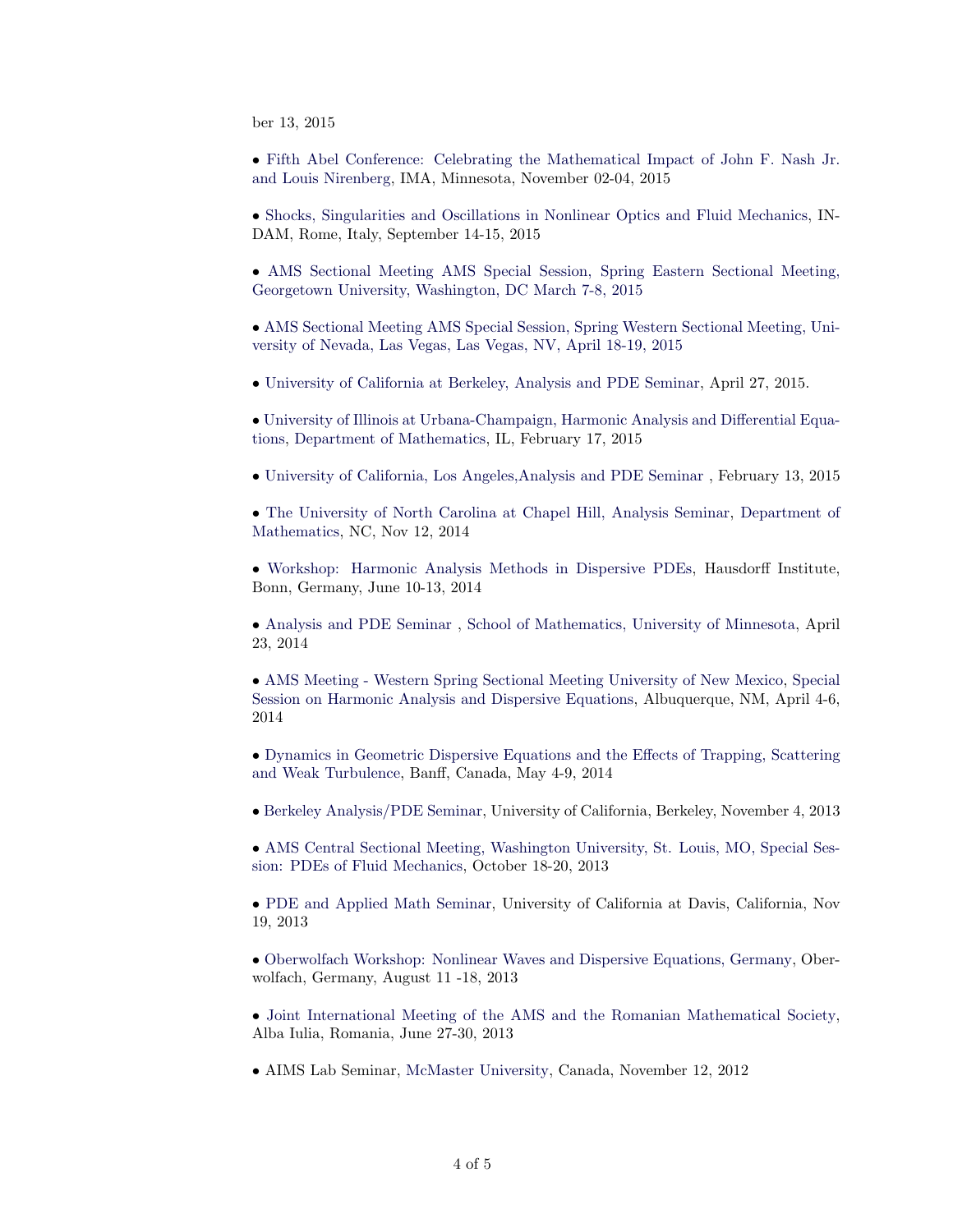ber 13, 2015

- Fifth Abel Conference: Celebrating the Mathematical Impact of John F. Nash Jr. and Louis Nirenberg, IMA, Minnesota, November 02-04, 2015

- Shocks, Singularities and Oscillations in Nonlinear Optics and Fluid Mechanics, INDAM, Rome, Italy, September 14-15, 2015

- AMS Sectional Meeting AMS Special Session, Spring Eastern Sectional Meeting, Georgetown University, Washington, DC March 7-8, 2015

- AMS Sectional Meeting AMS Special Session, Spring Western Sectional Meeting, University of Nevada, Las Vegas, Las Vegas, NV, April 18-19, 2015

- University of California at Berkeley, Analysis and PDE Seminar, April 27, 2015.

- University of Illinois at Urbana-Champaign, Harmonic Analysis and Differential Equations, Department of Mathematics, IL, February 17, 2015

- University of California, Los Angeles,Analysis and PDE Seminar , February 13, 2015

- The University of North Carolina at Chapel Hill, Analysis Seminar, Department of Mathematics, NC, Nov 12, 2014

- Workshop: Harmonic Analysis Methods in Dispersive PDEs, Hausdorff Institute, Bonn, Germany, June 10-13, 2014

- Analysis and PDE Seminar , School of Mathematics, University of Minnesota, April 23, 2014

- AMS Meeting - Western Spring Sectional Meeting University of New Mexico, Special Session on Harmonic Analysis and Dispersive Equations, Albuquerque, NM, April 4-6, 2014

- Dynamics in Geometric Dispersive Equations and the Effects of Trapping, Scattering and Weak Turbulence, Banff, Canada, May 4-9, 2014

- Berkeley Analysis/PDE Seminar, University of California, Berkeley, November 4, 2013

- AMS Central Sectional Meeting, Washington University, St. Louis, MO, Special Session: PDEs of Fluid Mechanics, October 18-20, 2013

- PDE and Applied Math Seminar, University of California at Davis, California, Nov 19, 2013

- Oberwolfach Workshop: Nonlinear Waves and Dispersive Equations, Germany, Oberwolfach, Germany, August 11 -18, 2013

- Joint International Meeting of the AMS and the Romanian Mathematical Society, Alba Iulia, Romania, June 27-30, 2013

- AIMS Lab Seminar, McMaster University, Canada, November 12, 2012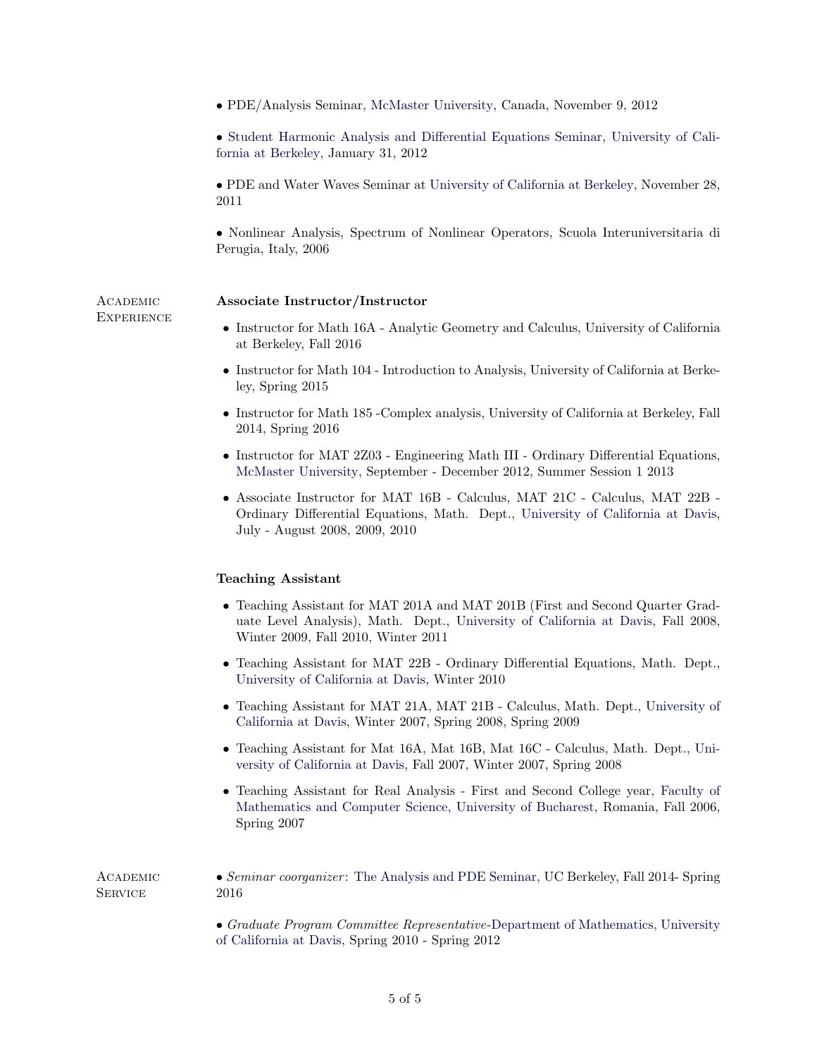- PDE/Analysis Seminar, McMaster University, Canada, November 9, 2012

- Student Harmonic Analysis and Differential Equations Seminar, University of California at Berkeley, January 31, 2012

- PDE and Water Waves Seminar at University of California at Berkeley, November 28, 2011

- Nonlinear Analysis, Spectrum of Nonlinear Operators, Scuola Interuniversitaria di Perugia, Italy, 2006

## Academic Experience

### Associate Instructor/Instructor

- Instructor for Math 16A - Analytic Geometry and Calculus, University of California at Berkeley, Fall 2016
- Instructor for Math 104 - Introduction to Analysis, University of California at Berkeley, Spring 2015
- Instructor for Math 185 -Complex analysis, University of California at Berkeley, Fall 2014, Spring 2016
- Instructor for MAT 2Z03 - Engineering Math III - Ordinary Differential Equations, McMaster University, September - December 2012, Summer Session 1 2013
- Associate Instructor for MAT 16B - Calculus, MAT 21C - Calculus, MAT 22B - Ordinary Differential Equations, Math. Dept., University of California at Davis, July - August 2008, 2009, 2010

### Teaching Assistant

- Teaching Assistant for MAT 201A and MAT 201B (First and Second Quarter Graduate Level Analysis), Math. Dept., University of California at Davis, Fall 2008, Winter 2009, Fall 2010, Winter 2011
- Teaching Assistant for MAT 22B - Ordinary Differential Equations, Math. Dept., University of California at Davis, Winter 2010
- Teaching Assistant for MAT 21A, MAT 21B - Calculus, Math. Dept., University of California at Davis, Winter 2007, Spring 2008, Spring 2009
- Teaching Assistant for Mat 16A, Mat 16B, Mat 16C - Calculus, Math. Dept., University of California at Davis, Fall 2007, Winter 2007, Spring 2008
- Teaching Assistant for Real Analysis - First and Second College year, Faculty of Mathematics and Computer Science, University of Bucharest, Romania, Fall 2006, Spring 2007

## Academic Service

- *Seminar coorganizer*: The Analysis and PDE Seminar, UC Berkeley, Fall 2014- Spring 2016

- *Graduate Program Committee Representative*-Department of Mathematics, University of California at Davis, Spring 2010 - Spring 2012